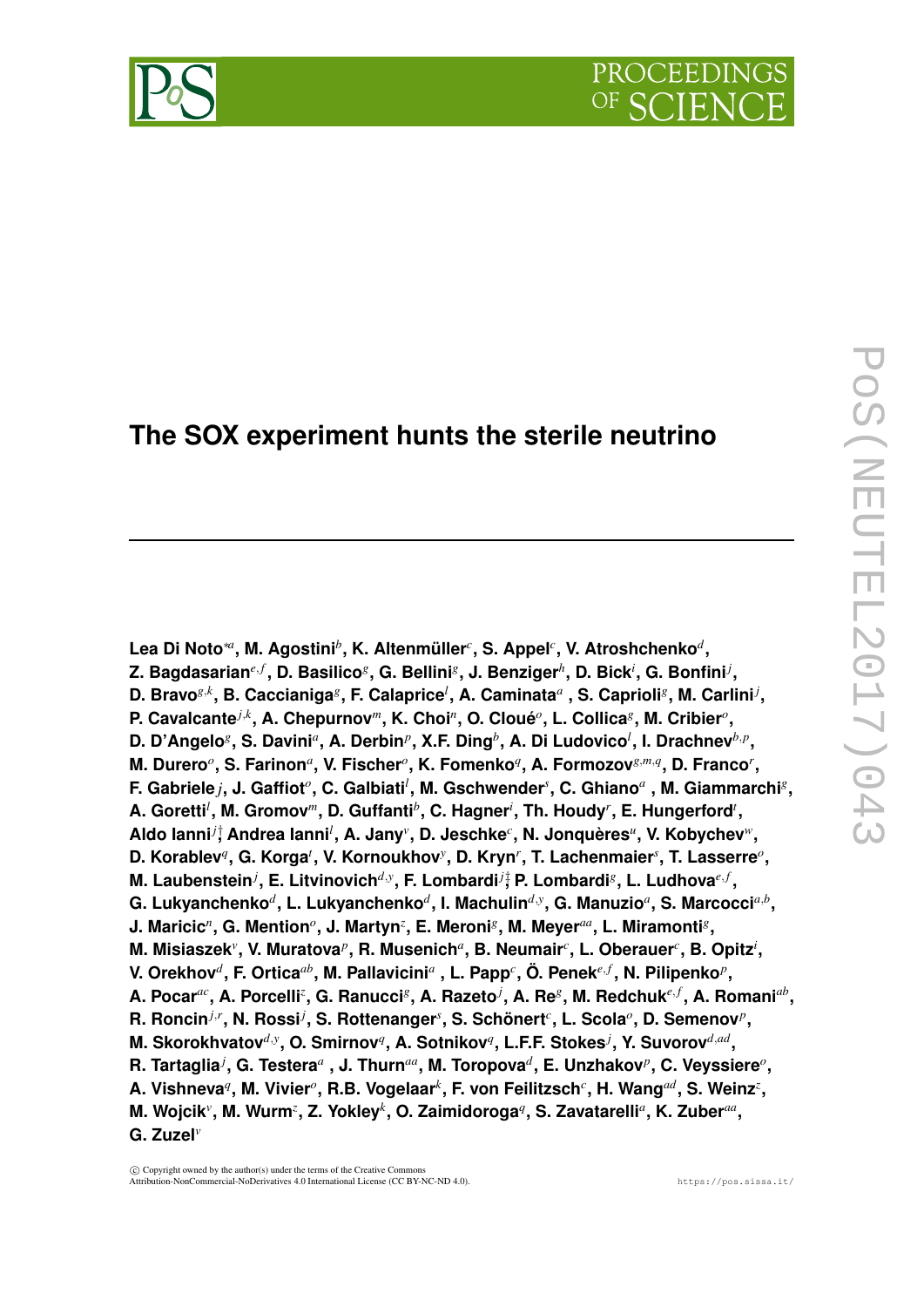# The SOX experiment hunts the sterile neutrino

**Lea Di Noto**[∗a], **M. Agostini**[b], **K. Altenmüller**[c], **S. Appel**[c], **V. Atroshchenko**[d], **Z. Bagdasarian**[e,f], **D. Basilico**[g], **G. Bellini**[g], **J. Benziger**[h], **D. Bick**[i], **G. Bonfini**[j], **D. Bravo**[g,k], **B. Caccianiga**[g], **F. Calaprice**[l], **A. Caminata**[a], **S. Caprioli**[g], **M. Carlini**[j], **P. Cavalcante**[j,k], **A. Chepurnov**[m], **K. Choi**[n], **O. Cloué**[o], **L. Collica**[g], **M. Cribier**[o], **D. D'Angelo**[g], **S. Davini**[a], **A. Derbin**[p], **X.F. Ding**[b], **A. Di Ludovico**[l], **I. Drachnev**[b,p], **M. Durero**[o], **S. Farinon**[a], **V. Fischer**[o], **K. Fomenko**[q], **A. Formozov**[g,m,q], **D. Franco**[r], **F. Gabriele**[j], **J. Gaffiot**[o], **C. Galbiati**[l], **M. Gschwender**[s], **C. Ghiano**[a], **M. Giammarchi**[g], **A. Goretti**[l], **M. Gromov**[m], **D. Guffanti**[b], **C. Hagner**[i], **Th. Houdy**[r], **E. Hungerford**[t], **Aldo Ianni**[j†], **Andrea Ianni**[l], **A. Jany**[v], **D. Jeschke**[c], **N. Jonquères**[u], **V. Kobychev**[w], **D. Korablev**[q], **G. Korga**[t], **V. Kornoukhov**[y], **D. Kryn**[r], **T. Lachenmaier**[s], **T. Lasserre**[o], **M. Laubenstein**[j], **E. Litvinovich**[d,y], **F. Lombardi**[j‡], **P. Lombardi**[g], **L. Ludhova**[e,f], **G. Lukyanchenko**[d], **L. Lukyanchenko**[d], **I. Machulin**[d,y], **G. Manuzio**[a], **S. Marcocci**[a,b], **J. Maricic**[n], **G. Mention**[o], **J. Martyn**[z], **E. Meroni**[g], **M. Meyer**[aa], **L. Miramonti**[g], **M. Misiaszek**[v], **V. Muratova**[p], **R. Musenich**[a], **B. Neumair**[c], **L. Oberauer**[c], **B. Opitz**[i], **V. Orekhov**[d], **F. Ortica**[ab], **M. Pallavicini**[a], **L. Papp**[c], **Ö. Penek**[e,f], **N. Pilipenko**[p], **A. Pocar**[ac], **A. Porcelli**[z], **G. Ranucci**[g], **A. Razeto**[j], **A. Re**[g], **M. Redchuk**[e,f], **A. Romani**[ab], **R. Roncin**[j,r], **N. Rossi**[j], **S. Rottenanger**[s], **S. Schönert**[c], **L. Scola**[o], **D. Semenov**[p], **M. Skorokhvatov**[d,y], **O. Smirnov**[q], **A. Sotnikov**[q], **L.F.F. Stokes**[j], **Y. Suvorov**[d,ad], **R. Tartaglia**[j], **G. Testera**[a], **J. Thurn**[aa], **M. Toropova**[d], **E. Unzhakov**[p], **C. Veyssiere**[o], **A. Vishneva**[q], **M. Vivier**[o], **R.B. Vogelaar**[k], **F. von Feilitzsch**[c], **H. Wang**[ad], **S. Weinz**[z], **M. Wojcik**[v], **M. Wurm**[z], **Z. Yokley**[k], **O. Zaimidoroga**[q], **S. Zavatarelli**[a], **K. Zuber**[aa], **G. Zuzel**[v]

© Copyright owned by the author(s) under the terms of the Creative Commons Attribution-NonCommercial-NoDerivatives 4.0 International License (CC BY-NC-ND 4.0).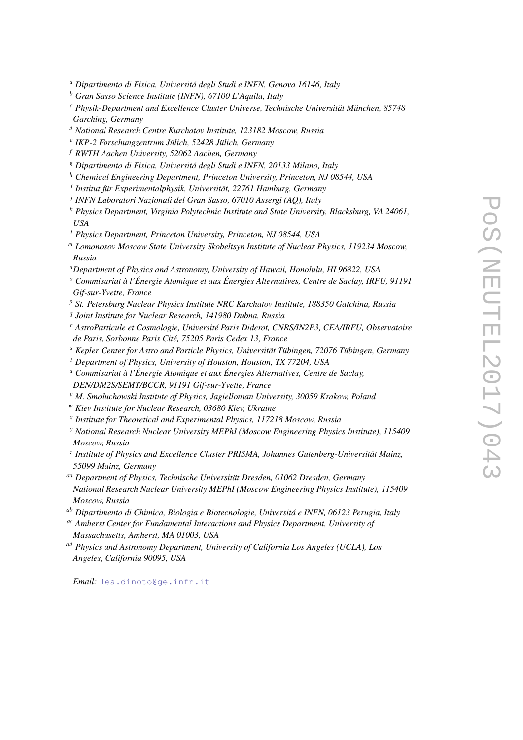[a] *Dipartimento di Fisica, Universitá degli Studi e INFN, Genova 16146, Italy*
[b] *Gran Sasso Science Institute (INFN), 67100 L'Aquila, Italy*
[c] *Physik-Department and Excellence Cluster Universe, Technische Universität München, 85748 Garching, Germany*
[d] *National Research Centre Kurchatov Institute, 123182 Moscow, Russia*
[e] *IKP-2 Forschungzentrum Jülich, 52428 Jülich, Germany*
[f] *RWTH Aachen University, 52062 Aachen, Germany*
[g] *Dipartimento di Fisica, Universitá degli Studi e INFN, 20133 Milano, Italy*
[h] *Chemical Engineering Department, Princeton University, Princeton, NJ 08544, USA*
[i] *Institut für Experimentalphysik, Universität, 22761 Hamburg, Germany*
[j] *INFN Laboratori Nazionali del Gran Sasso, 67010 Assergi (AQ), Italy*
[k] *Physics Department, Virginia Polytechnic Institute and State University, Blacksburg, VA 24061, USA*
[l] *Physics Department, Princeton University, Princeton, NJ 08544, USA*
[m] *Lomonosov Moscow State University Skobeltsyn Institute of Nuclear Physics, 119234 Moscow, Russia*
[n] *Department of Physics and Astronomy, University of Hawaii, Honolulu, HI 96822, USA*
[o] *Commisariat à l'Énergie Atomique et aux Énergies Alternatives, Centre de Saclay, IRFU, 91191 Gif-sur-Yvette, France*
[p] *St. Petersburg Nuclear Physics Institute NRC Kurchatov Institute, 188350 Gatchina, Russia*
[q] *Joint Institute for Nuclear Research, 141980 Dubna, Russia*
[r] *AstroParticule et Cosmologie, Université Paris Diderot, CNRS/IN2P3, CEA/IRFU, Observatoire de Paris, Sorbonne Paris Cité, 75205 Paris Cedex 13, France*
[s] *Kepler Center for Astro and Particle Physics, Universität Tübingen, 72076 Tübingen, Germany*
[t] *Department of Physics, University of Houston, Houston, TX 77204, USA*
[u] *Commisariat à l'Énergie Atomique et aux Énergies Alternatives, Centre de Saclay, DEN/DM2S/SEMT/BCCR, 91191 Gif-sur-Yvette, France*
[v] *M. Smoluchowski Institute of Physics, Jagiellonian University, 30059 Krakow, Poland*
[w] *Kiev Institute for Nuclear Research, 03680 Kiev, Ukraine*
[x] *Institute for Theoretical and Experimental Physics, 117218 Moscow, Russia*
[y] *National Research Nuclear University MEPhI (Moscow Engineering Physics Institute), 115409 Moscow, Russia*
[z] *Institute of Physics and Excellence Cluster PRISMA, Johannes Gutenberg-Universität Mainz, 55099 Mainz, Germany*
[aa] *Department of Physics, Technische Universität Dresden, 01062 Dresden, Germany National Research Nuclear University MEPhI (Moscow Engineering Physics Institute), 115409 Moscow, Russia*
[ab] *Dipartimento di Chimica, Biologia e Biotecnologie, Universitá e INFN, 06123 Perugia, Italy*
[ac] *Amherst Center for Fundamental Interactions and Physics Department, University of Massachusetts, Amherst, MA 01003, USA*
[ad] *Physics and Astronomy Department, University of California Los Angeles (UCLA), Los Angeles, California 90095, USA*

*Email:* lea.dinoto@ge.infn.it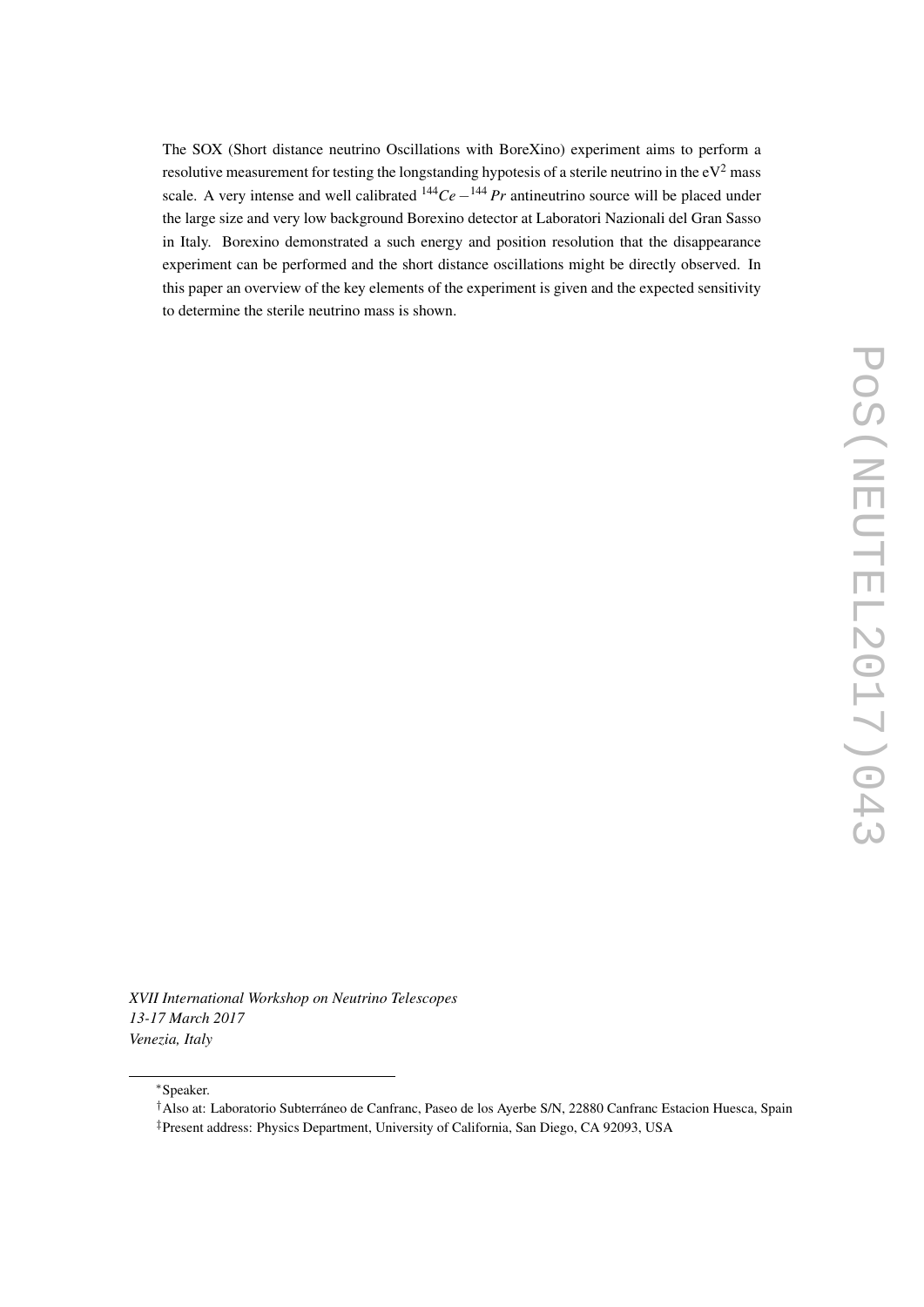The SOX (Short distance neutrino Oscillations with BoreXino) experiment aims to perform a resolutive measurement for testing the longstanding hypotesis of a sterile neutrino in the $eV^2$ mass scale. A very intense and well calibrated $^{144}Ce-^{144}Pr$ antineutrino source will be placed under the large size and very low background Borexino detector at Laboratori Nazionali del Gran Sasso in Italy. Borexino demonstrated a such energy and position resolution that the disappearance experiment can be performed and the short distance oscillations might be directly observed. In this paper an overview of the key elements of the experiment is given and the expected sensitivity to determine the sterile neutrino mass is shown.

*XVII International Workshop on Neutrino Telescopes*
*13-17 March 2017*
*Venezia, Italy*

---

*Speaker.

†Also at: Laboratorio Subterráneo de Canfranc, Paseo de los Ayerbe S/N, 22880 Canfranc Estacion Huesca, Spain

‡Present address: Physics Department, University of California, San Diego, CA 92093, USA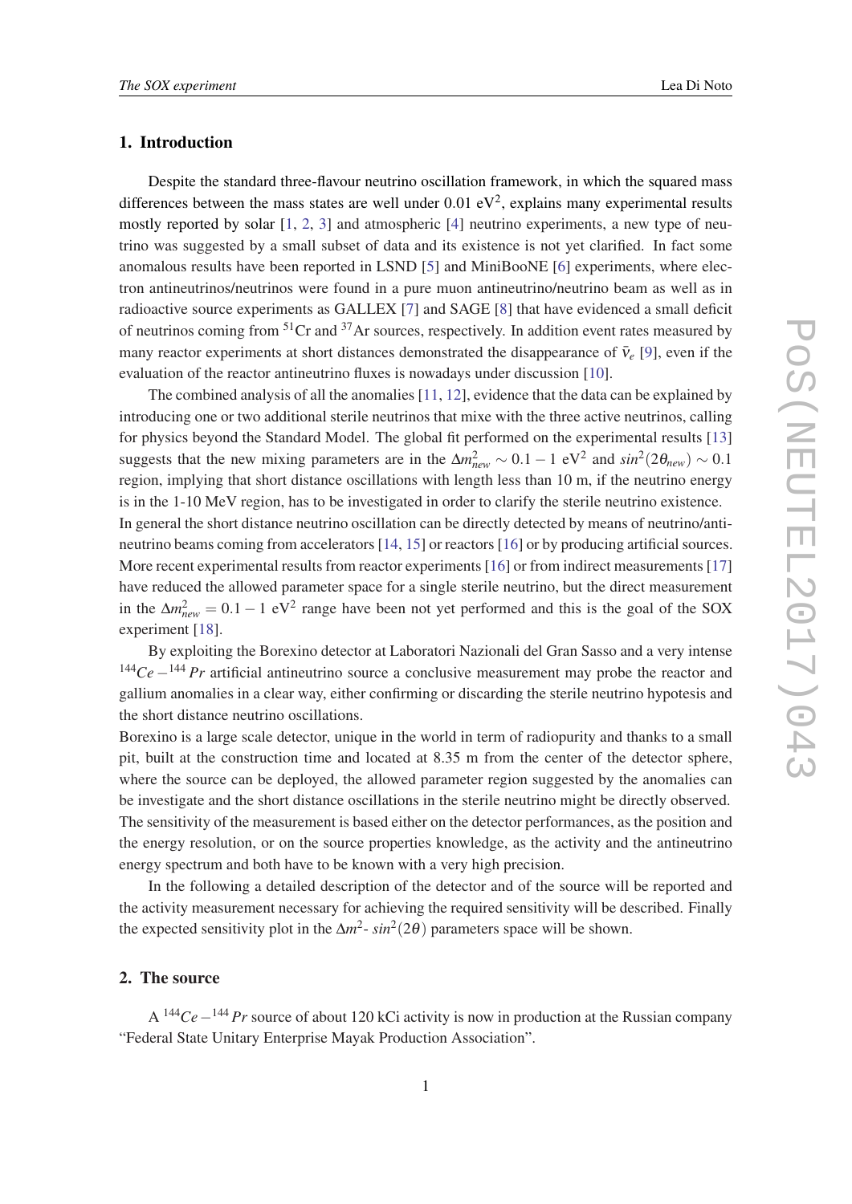## 1. Introduction

Despite the standard three-flavour neutrino oscillation framework, in which the squared mass differences between the mass states are well under 0.01 eV$^2$, explains many experimental results mostly reported by solar [1, 2, 3] and atmospheric [4] neutrino experiments, a new type of neutrino was suggested by a small subset of data and its existence is not yet clarified. In fact some anomalous results have been reported in LSND [5] and MiniBooNE [6] experiments, where electron antineutrinos/neutrinos were found in a pure muon antineutrino/neutrino beam as well as in radioactive source experiments as GALLEX [7] and SAGE [8] that have evidenced a small deficit of neutrinos coming from $^{51}$Cr and $^{37}$Ar sources, respectively. In addition event rates measured by many reactor experiments at short distances demonstrated the disappearance of $\bar{\nu}_e$ [9], even if the evaluation of the reactor antineutrino fluxes is nowadays under discussion [10].

The combined analysis of all the anomalies [11, 12], evidence that the data can be explained by introducing one or two additional sterile neutrinos that mix with the three active neutrinos, calling for physics beyond the Standard Model. The global fit performed on the experimental results [13] suggests that the new mixing parameters are in the $\Delta m^2_{new} \sim 0.1-1$ eV$^2$ and $sin^2(2\theta_{new}) \sim 0.1$ region, implying that short distance oscillations with length less than 10 m, if the neutrino energy is in the 1-10 MeV region, has to be investigated in order to clarify the sterile neutrino existence. In general the short distance neutrino oscillation can be directly detected by means of neutrino/antineutrino beams coming from accelerators [14, 15] or reactors [16] or by producing artificial sources. More recent experimental results from reactor experiments [16] or from indirect measurements [17] have reduced the allowed parameter space for a single sterile neutrino, but the direct measurement in the $\Delta m^2_{new} = 0.1-1$ eV$^2$ range have been not yet performed and this is the goal of the SOX experiment [18].

By exploiting the Borexino detector at Laboratori Nazionali del Gran Sasso and a very intense $^{144}Ce-^{144}Pr$ artificial antineutrino source a conclusive measurement may probe the reactor and gallium anomalies in a clear way, either confirming or discarding the sterile neutrino hypotesis and the short distance neutrino oscillations.
Borexino is a large scale detector, unique in the world in term of radiopurity and thanks to a small pit, built at the construction time and located at 8.35 m from the center of the detector sphere, where the source can be deployed, the allowed parameter region suggested by the anomalies can be investigate and the short distance oscillations in the sterile neutrino might be directly observed. The sensitivity of the measurement is based either on the detector performances, as the position and the energy resolution, or on the source properties knowledge, as the activity and the antineutrino energy spectrum and both have to be known with a very high precision.

In the following a detailed description of the detector and of the source will be reported and the activity measurement necessary for achieving the required sensitivity will be described. Finally the expected sensitivity plot in the $\Delta m^2$- $sin^2(2\theta)$ parameters space will be shown.

## 2. The source

A $^{144}Ce-^{144}Pr$ source of about 120 kCi activity is now in production at the Russian company "Federal State Unitary Enterprise Mayak Production Association".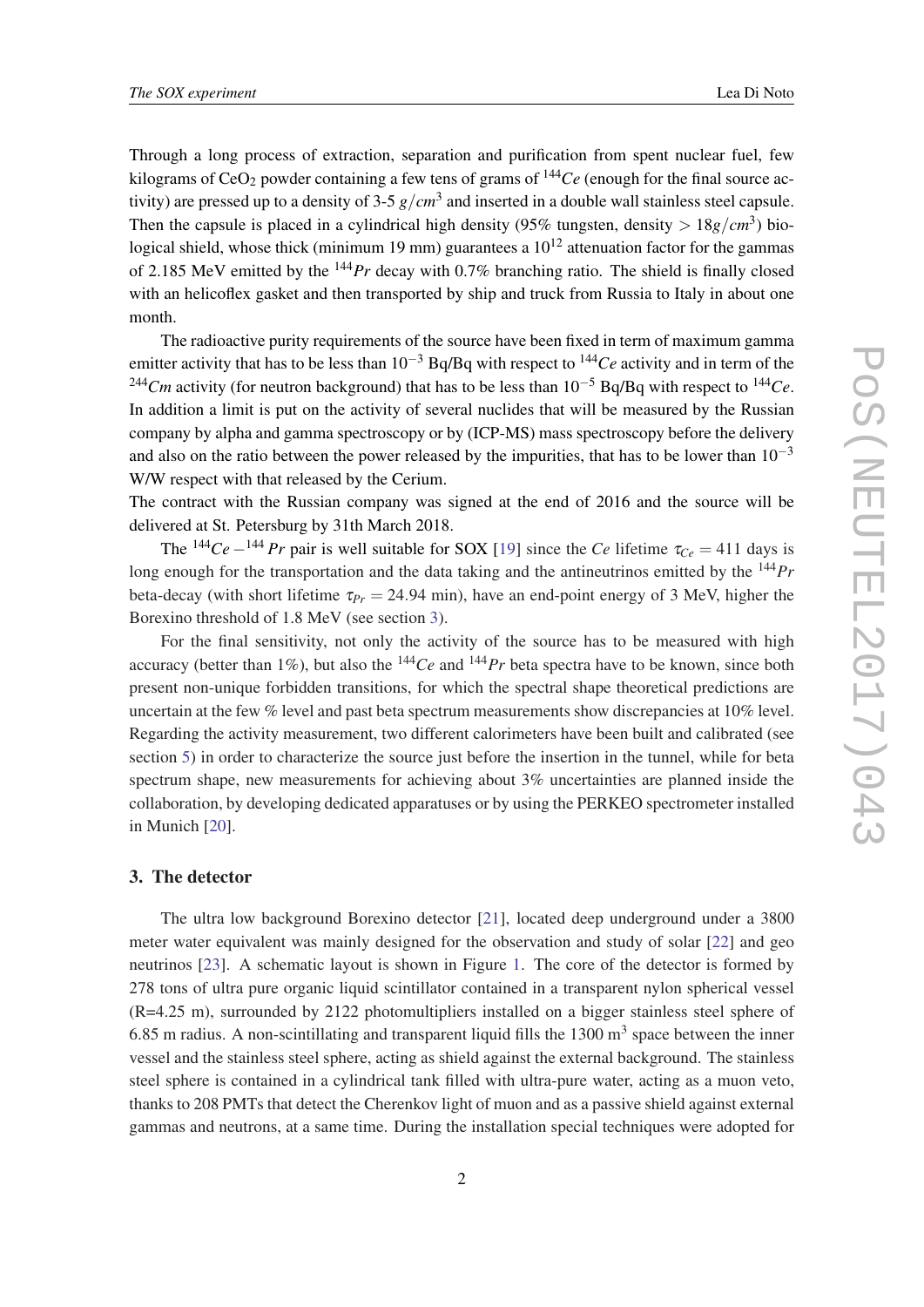Through a long process of extraction, separation and purification from spent nuclear fuel, few kilograms of $CeO_2$ powder containing a few tens of grams of $^{144}Ce$ (enough for the final source activity) are pressed up to a density of 3-5 $g/cm^3$ and inserted in a double wall stainless steel capsule. Then the capsule is placed in a cylindrical high density (95% tungsten, density $> 18g/cm^3$) biological shield, whose thick (minimum 19 mm) guarantees a $10^{12}$ attenuation factor for the gammas of 2.185 MeV emitted by the $^{144}Pr$ decay with 0.7% branching ratio. The shield is finally closed with an helicoflex gasket and then transported by ship and truck from Russia to Italy in about one month.

The radioactive purity requirements of the source have been fixed in term of maximum gamma emitter activity that has to be less than $10^{-3}$ Bq/Bq with respect to $^{144}Ce$ activity and in term of the $^{244}Cm$ activity (for neutron background) that has to be less than $10^{-5}$ Bq/Bq with respect to $^{144}Ce$. In addition a limit is put on the activity of several nuclides that will be measured by the Russian company by alpha and gamma spectroscopy or by (ICP-MS) mass spectroscopy before the delivery and also on the ratio between the power released by the impurities, that has to be lower than $10^{-3}$ W/W respect with that released by the Cerium.

The contract with the Russian company was signed at the end of 2016 and the source will be delivered at St. Petersburg by 31th March 2018.

The $^{144}Ce - ^{144}Pr$ pair is well suitable for SOX [19] since the $Ce$ lifetime $\tau_{Ce} = 411$ days is long enough for the transportation and the data taking and the antineutrinos emitted by the $^{144}Pr$ beta-decay (with short lifetime $\tau_{Pr} = 24.94$ min), have an end-point energy of 3 MeV, higher the Borexino threshold of 1.8 MeV (see section 3).

For the final sensitivity, not only the activity of the source has to be measured with high accuracy (better than 1%), but also the $^{144}Ce$ and $^{144}Pr$ beta spectra have to be known, since both present non-unique forbidden transitions, for which the spectral shape theoretical predictions are uncertain at the few % level and past beta spectrum measurements show discrepancies at 10% level. Regarding the activity measurement, two different calorimeters have been built and calibrated (see section 5) in order to characterize the source just before the insertion in the tunnel, while for beta spectrum shape, new measurements for achieving about 3% uncertainties are planned inside the collaboration, by developing dedicated apparatuses or by using the PERKEO spectrometer installed in Munich [20].

## 3. The detector

The ultra low background Borexino detector [21], located deep underground under a 3800 meter water equivalent was mainly designed for the observation and study of solar [22] and geo neutrinos [23]. A schematic layout is shown in Figure 1. The core of the detector is formed by 278 tons of ultra pure organic liquid scintillator contained in a transparent nylon spherical vessel (R=4.25 m), surrounded by 2122 photomultipliers installed on a bigger stainless steel sphere of 6.85 m radius. A non-scintillating and transparent liquid fills the 1300 $m^3$ space between the inner vessel and the stainless steel sphere, acting as shield against the external background. The stainless steel sphere is contained in a cylindrical tank filled with ultra-pure water, acting as a muon veto, thanks to 208 PMTs that detect the Cherenkov light of muon and as a passive shield against external gammas and neutrons, at a same time. During the installation special techniques were adopted for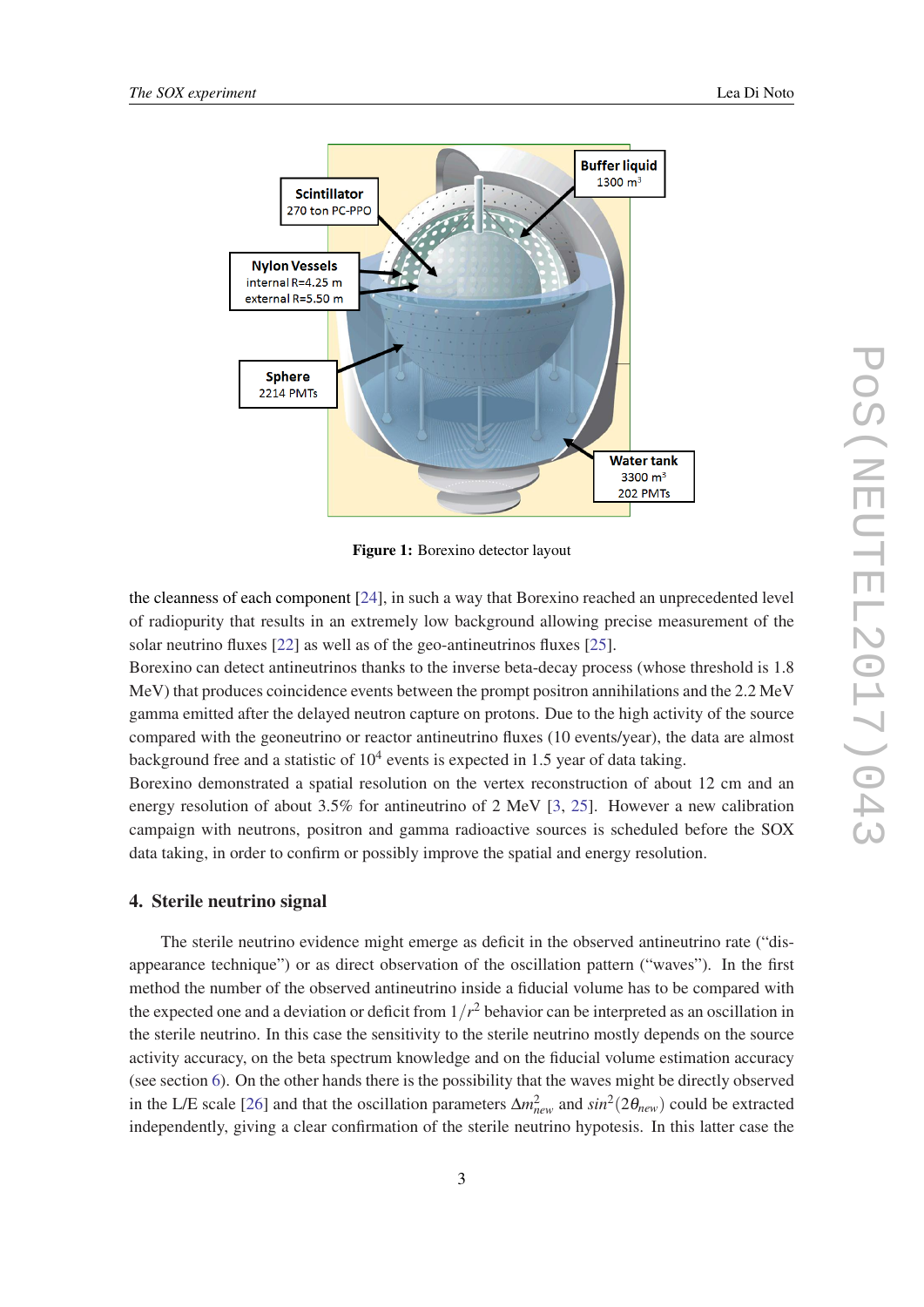Figure 1: Borexino detector layout

the cleanness of each component [24], in such a way that Borexino reached an unprecedented level of radiopurity that results in an extremely low background allowing precise measurement of the solar neutrino fluxes [22] as well as of the geo-antineutrinos fluxes [25].
Borexino can detect antineutrinos thanks to the inverse beta-decay process (whose threshold is 1.8 MeV) that produces coincidence events between the prompt positron annihilations and the 2.2 MeV gamma emitted after the delayed neutron capture on protons. Due to the high activity of the source compared with the geoneutrino or reactor antineutrino fluxes (10 events/year), the data are almost background free and a statistic of $10^4$ events is expected in 1.5 year of data taking.
Borexino demonstrated a spatial resolution on the vertex reconstruction of about 12 cm and an energy resolution of about 3.5% for antineutrino of 2 MeV [3, 25]. However a new calibration campaign with neutrons, positron and gamma radioactive sources is scheduled before the SOX data taking, in order to confirm or possibly improve the spatial and energy resolution.

## 4. Sterile neutrino signal

The sterile neutrino evidence might emerge as deficit in the observed antineutrino rate ("disappearance technique") or as direct observation of the oscillation pattern ("waves"). In the first method the number of the observed antineutrino inside a fiducial volume has to be compared with the expected one and a deviation or deficit from $1/r^2$ behavior can be interpreted as an oscillation in the sterile neutrino. In this case the sensitivity to the sterile neutrino mostly depends on the source activity accuracy, on the beta spectrum knowledge and on the fiducial volume estimation accuracy (see section 6). On the other hands there is the possibility that the waves might be directly observed in the L/E scale [26] and that the oscillation parameters $\Delta m^2_{new}$ and $sin^2(2\theta_{new})$ could be extracted independently, giving a clear confirmation of the sterile neutrino hypothesis. In this latter case the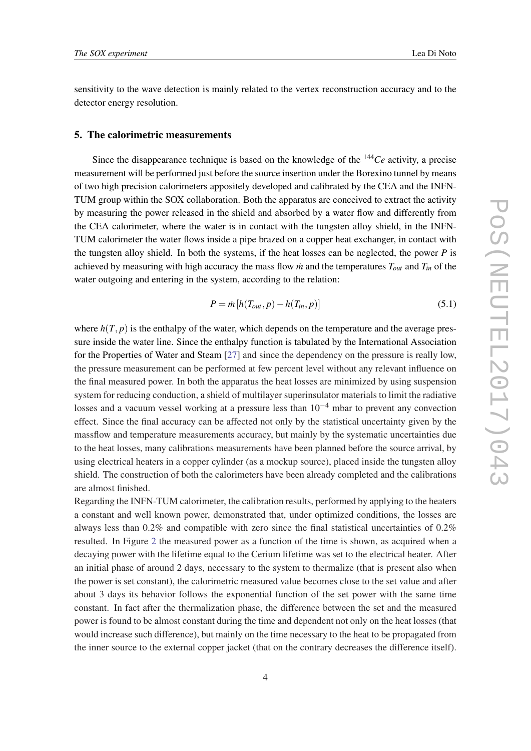sensitivity to the wave detection is mainly related to the vertex reconstruction accuracy and to the detector energy resolution.

## 5. The calorimetric measurements

Since the disappearance technique is based on the knowledge of the $^{144}Ce$ activity, a precise measurement will be performed just before the source insertion under the Borexino tunnel by means of two high precision calorimeters appositely developed and calibrated by the CEA and the INFN-TUM group within the SOX collaboration. Both the apparatus are conceived to extract the activity by measuring the power released in the shield and absorbed by a water flow and differently from the CEA calorimeter, where the water is in contact with the tungsten alloy shield, in the INFN-TUM calorimeter the water flows inside a pipe brazed on a copper heat exchanger, in contact with the tungsten alloy shield. In both the systems, if the heat losses can be neglected, the power $P$ is achieved by measuring with high accuracy the mass flow $\dot{m}$ and the temperatures $T_{out}$ and $T_{in}$ of the water outgoing and entering in the system, according to the relation:

$$P = \dot{m}\,[h(T_{out}, p) - h(T_{in}, p)] \tag{5.1}$$

where $h(T, p)$ is the enthalpy of the water, which depends on the temperature and the average pressure inside the water line. Since the enthalpy function is tabulated by the International Association for the Properties of Water and Steam [27] and since the dependency on the pressure is really low, the pressure measurement can be performed at few percent level without any relevant influence on the final measured power. In both the apparatus the heat losses are minimized by using suspension system for reducing conduction, a shield of multilayer superinsulator materials to limit the radiative losses and a vacuum vessel working at a pressure less than $10^{-4}$ mbar to prevent any convection effect. Since the final accuracy can be affected not only by the statistical uncertainty given by the massflow and temperature measurements accuracy, but mainly by the systematic uncertainties due to the heat losses, many calibrations measurements have been planned before the source arrival, by using electrical heaters in a copper cylinder (as a mockup source), placed inside the tungsten alloy shield. The construction of both the calorimeters have been already completed and the calibrations are almost finished.

Regarding the INFN-TUM calorimeter, the calibration results, performed by applying to the heaters a constant and well known power, demonstrated that, under optimized conditions, the losses are always less than 0.2% and compatible with zero since the final statistical uncertainties of 0.2% resulted. In Figure 2 the measured power as a function of the time is shown, as acquired when a decaying power with the lifetime equal to the Cerium lifetime was set to the electrical heater. After an initial phase of around 2 days, necessary to the system to thermalize (that is present also when the power is set constant), the calorimetric measured value becomes close to the set value and after about 3 days its behavior follows the exponential function of the set power with the same time constant. In fact after the thermalization phase, the difference between the set and the measured power is found to be almost constant during the time and dependent not only on the heat losses (that would increase such difference), but mainly on the time necessary to the heat to be propagated from the inner source to the external copper jacket (that on the contrary decreases the difference itself).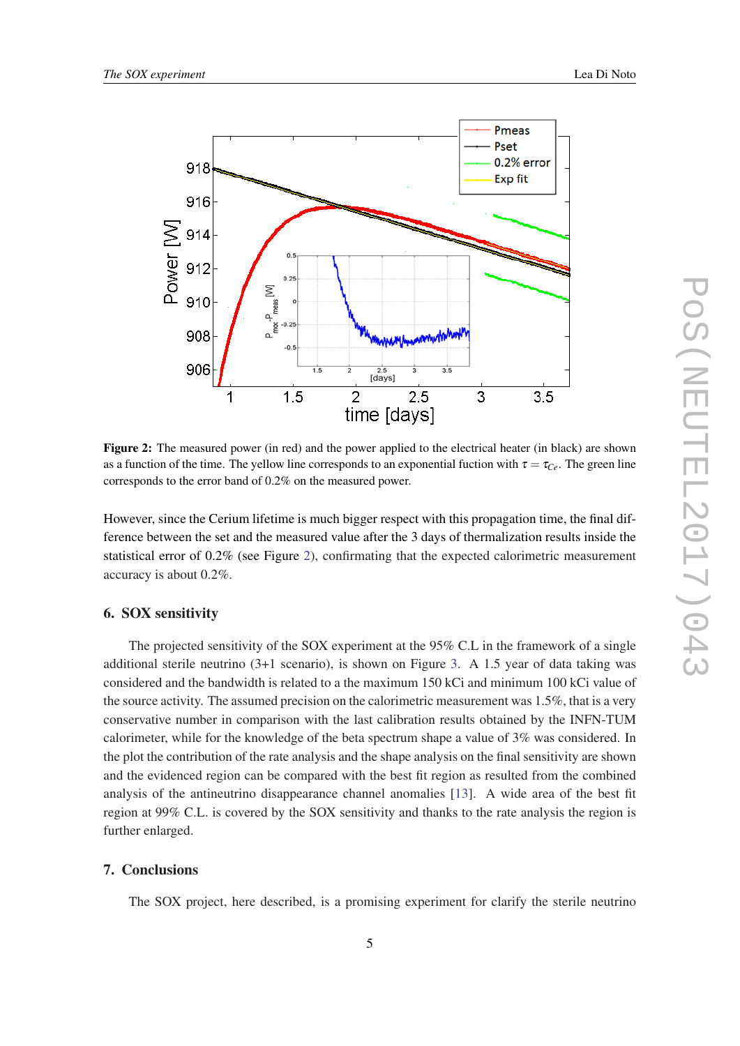**Figure 2:** The measured power (in red) and the power applied to the electrical heater (in black) are shown as a function of the time. The yellow line corresponds to an exponential fuction with $\tau = \tau_{Ce}$. The green line corresponds to the error band of 0.2% on the measured power.

However, since the Cerium lifetime is much bigger respect with this propagation time, the final difference between the set and the measured value after the 3 days of thermalization results inside the statistical error of 0.2% (see Figure 2), confirmating that the expected calorimetric measurement accuracy is about 0.2%.

## 6. SOX sensitivity

The projected sensitivity of the SOX experiment at the 95% C.L in the framework of a single additional sterile neutrino (3+1 scenario), is shown on Figure 3. A 1.5 year of data taking was considered and the bandwidth is related to a the maximum 150 kCi and minimum 100 kCi value of the source activity. The assumed precision on the calorimetric measurement was 1.5%, that is a very conservative number in comparison with the last calibration results obtained by the INFN-TUM calorimeter, while for the knowledge of the beta spectrum shape a value of 3% was considered. In the plot the contribution of the rate analysis and the shape analysis on the final sensitivity are shown and the evidenced region can be compared with the best fit region as resulted from the combined analysis of the antineutrino disappearance channel anomalies [13]. A wide area of the best fit region at 99% C.L. is covered by the SOX sensitivity and thanks to the rate analysis the region is further enlarged.

## 7. Conclusions

The SOX project, here described, is a promising experiment for clarify the sterile neutrino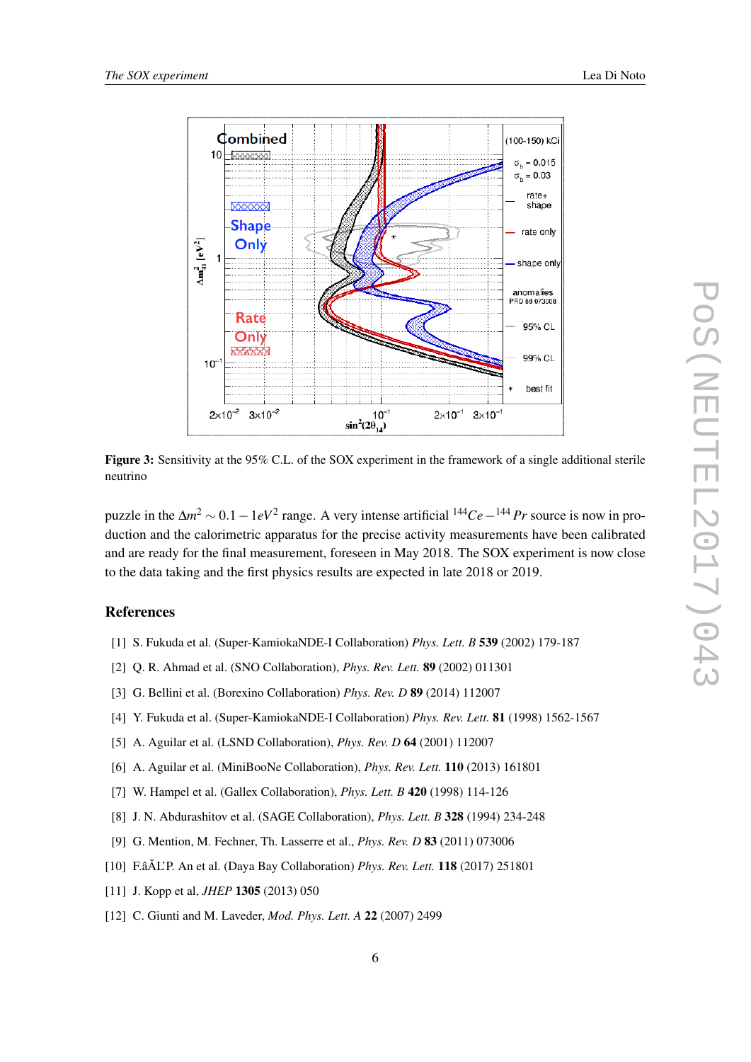**Figure 3:** Sensitivity at the 95% C.L. of the SOX experiment in the framework of a single additional sterile neutrino

puzzle in the $\Delta m^2 \sim 0.1 - 1 eV^2$ range. A very intense artificial $^{144}Ce - ^{144}Pr$ source is now in production and the calorimetric apparatus for the precise activity measurements have been calibrated and are ready for the final measurement, foreseen in May 2018. The SOX experiment is now close to the data taking and the first physics results are expected in late 2018 or 2019.

## References

[1] S. Fukuda et al. (Super-KamiokaNDE-I Collaboration) *Phys. Lett. B* **539** (2002) 179-187

[2] Q. R. Ahmad et al. (SNO Collaboration), *Phys. Rev. Lett.* **89** (2002) 011301

[3] G. Bellini et al. (Borexino Collaboration) *Phys. Rev. D* **89** (2014) 112007

[4] Y. Fukuda et al. (Super-KamiokaNDE-I Collaboration) *Phys. Rev. Lett.* **81** (1998) 1562-1567

[5] A. Aguilar et al. (LSND Collaboration), *Phys. Rev. D* **64** (2001) 112007

[6] A. Aguilar et al. (MiniBooNe Collaboration), *Phys. Rev. Lett.* **110** (2013) 161801

[7] W. Hampel et al. (Gallex Collaboration), *Phys. Lett. B* **420** (1998) 114-126

[8] J. N. Abdurashitov et al. (SAGE Collaboration), *Phys. Lett. B* **328** (1994) 234-248

[9] G. Mention, M. Fechner, Th. Lasserre et al., *Phys. Rev. D* **83** (2011) 073006

[10] F.âĂĽP. An et al. (Daya Bay Collaboration) *Phys. Rev. Lett.* **118** (2017) 251801

[11] J. Kopp et al, *JHEP* **1305** (2013) 050

[12] C. Giunti and M. Laveder, *Mod. Phys. Lett. A* **22** (2007) 2499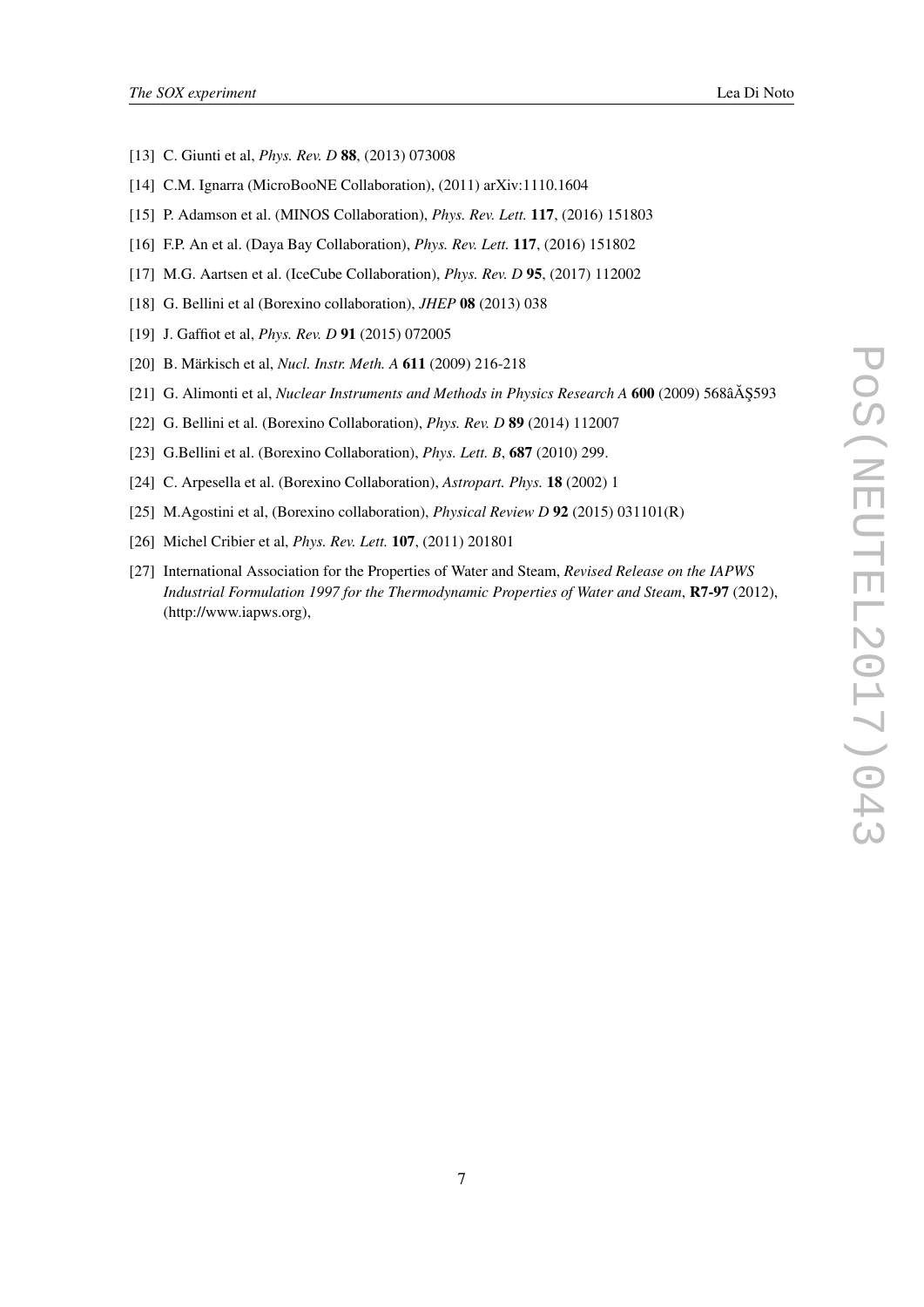[13] C. Giunti et al, *Phys. Rev. D* **88**, (2013) 073008

[14] C.M. Ignarra (MicroBooNE Collaboration), (2011) arXiv:1110.1604

[15] P. Adamson et al. (MINOS Collaboration), *Phys. Rev. Lett.* **117**, (2016) 151803

[16] F.P. An et al. (Daya Bay Collaboration), *Phys. Rev. Lett.* **117**, (2016) 151802

[17] M.G. Aartsen et al. (IceCube Collaboration), *Phys. Rev. D* **95**, (2017) 112002

[18] G. Bellini et al (Borexino collaboration), *JHEP* **08** (2013) 038

[19] J. Gaffiot et al, *Phys. Rev. D* **91** (2015) 072005

[20] B. Märkisch et al, *Nucl. Instr. Meth. A* **611** (2009) 216-218

[21] G. Alimonti et al, *Nuclear Instruments and Methods in Physics Research A* **600** (2009) 568âĂŞ593

[22] G. Bellini et al. (Borexino Collaboration), *Phys. Rev. D* **89** (2014) 112007

[23] G.Bellini et al. (Borexino Collaboration), *Phys. Lett. B*, **687** (2010) 299.

[24] C. Arpesella et al. (Borexino Collaboration), *Astropart. Phys.* **18** (2002) 1

[25] M.Agostini et al, (Borexino collaboration), *Physical Review D* **92** (2015) 031101(R)

[26] Michel Cribier et al, *Phys. Rev. Lett.* **107**, (2011) 201801

[27] International Association for the Properties of Water and Steam, *Revised Release on the IAPWS Industrial Formulation 1997 for the Thermodynamic Properties of Water and Steam*, **R7-97** (2012), (http://www.iapws.org),